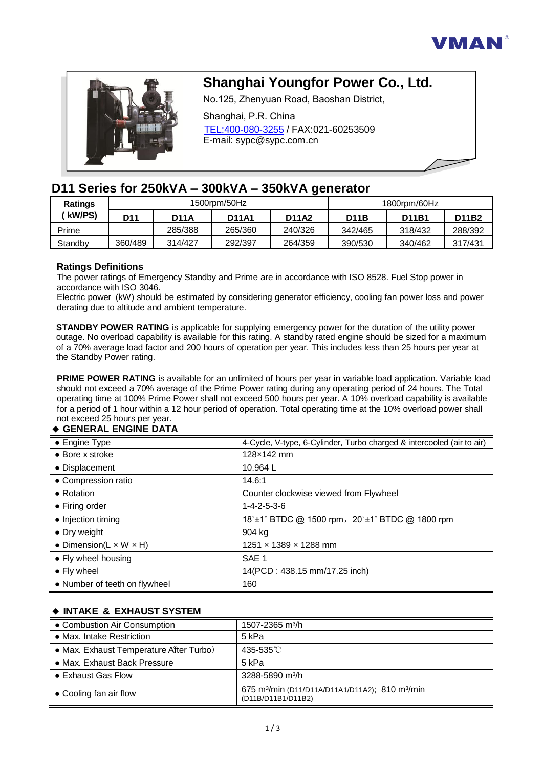VMAN

# Shanghai Youngfor Power Co., Ltd.

No.125, Zhenyuan Road, Baoshan District,

Shanghai, P.R. China

TEL:400-080-3255 / FAX:021-60253509

E-mail: sypc@sypc.com.cn

## D11 Series for 250kVA – 300kVA – 350kVA generator

| Ratings (kW/PS) | 1500rpm/50Hz | | | | 1800rpm/60Hz | | |
|---|---|---|---|---|---|---|---|
| | D11 | D11A | D11A1 | D11A2 | D11B | D11B1 | D11B2 |
| Prime | | 285/388 | 265/360 | 240/326 | 342/465 | 318/432 | 288/392 |
| Standby | 360/489 | 314/427 | 292/397 | 264/359 | 390/530 | 340/462 | 317/431 |

**Ratings Definitions**

The power ratings of Emergency Standby and Prime are in accordance with ISO 8528. Fuel Stop power in accordance with ISO 3046.

Electric power (kW) should be estimated by considering generator efficiency, cooling fan power loss and power derating due to altitude and ambient temperature.

**STANDBY POWER RATING** is applicable for supplying emergency power for the duration of the utility power outage. No overload capability is available for this rating. A standby rated engine should be sized for a maximum of a 70% average load factor and 200 hours of operation per year. This includes less than 25 hours per year at the Standby Power rating.

**PRIME POWER RATING** is available for an unlimited of hours per year in variable load application. Variable load should not exceed a 70% average of the Prime Power rating during any operating period of 24 hours. The Total operating time at 100% Prime Power shall not exceed 500 hours per year. A 10% overload capability is available for a period of 1 hour within a 12 hour period of operation. Total operating time at the 10% overload power shall not exceed 25 hours per year.

### ◆ GENERAL ENGINE DATA

| | |
|---|---|
| • Engine Type | 4-Cycle, V-type, 6-Cylinder, Turbo charged & intercooled (air to air) |
| • Bore x stroke | 128×142 mm |
| • Displacement | 10.964 L |
| • Compression ratio | 14.6:1 |
| • Rotation | Counter clockwise viewed from Flywheel |
| • Firing order | 1-4-2-5-3-6 |
| • Injection timing | 18˚±1˚ BTDC @ 1500 rpm，20˚±1˚ BTDC @ 1800 rpm |
| • Dry weight | 904 kg |
| • Dimension(L × W × H) | 1251 × 1389 × 1288 mm |
| • Fly wheel housing | SAE 1 |
| • Fly wheel | 14(PCD : 438.15 mm/17.25 inch) |
| • Number of teeth on flywheel | 160 |

### ◆ INTAKE & EXHAUST SYSTEM

| | |
|---|---|
| • Combustion Air Consumption | 1507-2365 $m^3/h$ |
| • Max. Intake Restriction | 5 kPa |
| • Max. Exhaust Temperature After Turbo） | 435-535℃ |
| • Max. Exhaust Back Pressure | 5 kPa |
| • Exhaust Gas Flow | 3288-5890 $m^3/h$ |
| • Cooling fan air flow | 675 $m^3/min$ (D11/D11A/D11A1/D11A2)；810 $m^3/min$ (D11B/D11B1/D11B2) |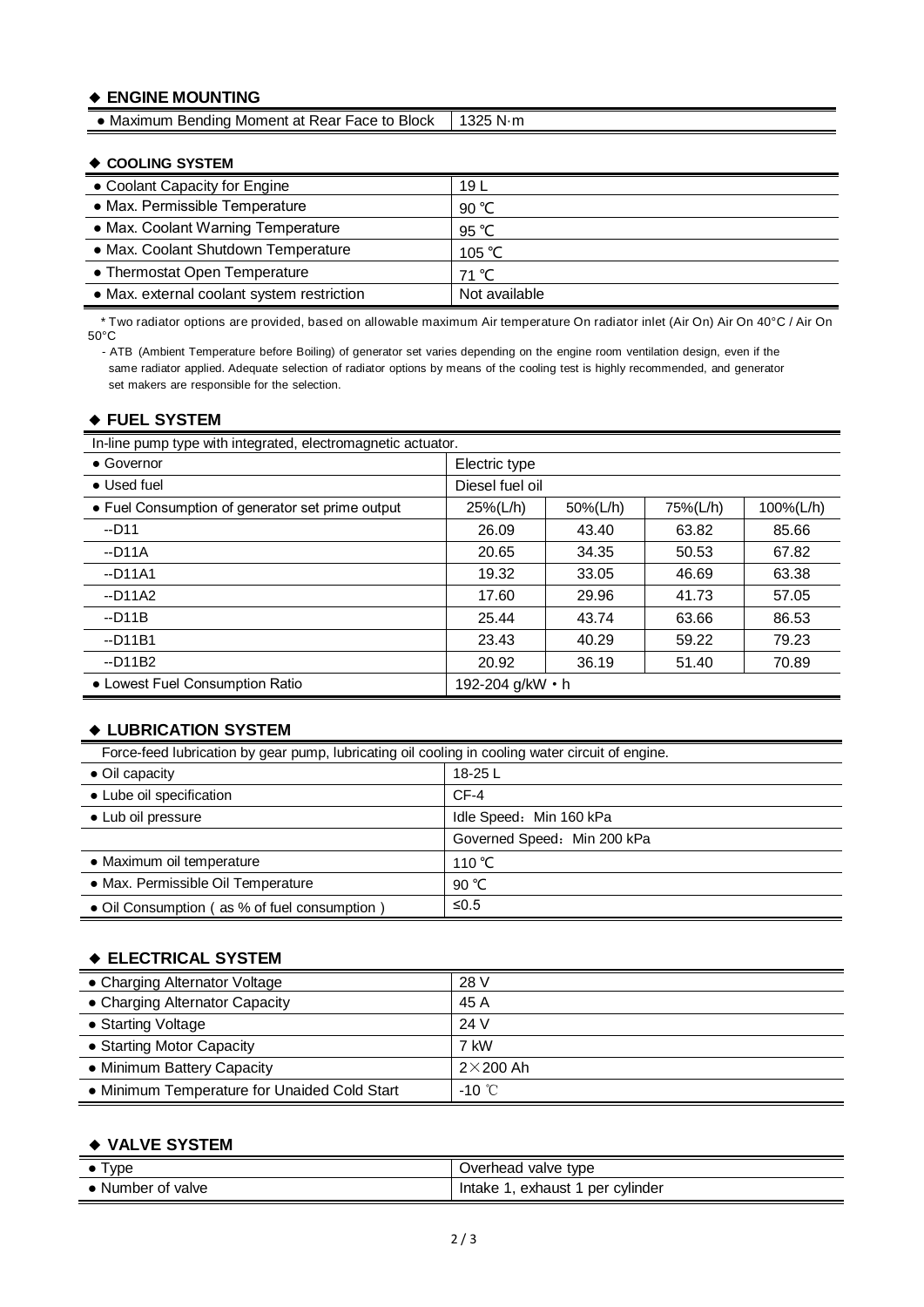### ◆ ENGINE MOUNTING

| | |
|---|---|
| ● Maximum Bending Moment at Rear Face to Block | 1325 N·m |

### ◆ COOLING SYSTEM

| | |
|---|---|
| ● Coolant Capacity for Engine | 19 L |
| ● Max. Permissible Temperature | 90 ℃ |
| ● Max. Coolant Warning Temperature | 95 ℃ |
| ● Max. Coolant Shutdown Temperature | 105 ℃ |
| ● Thermostat Open Temperature | 71 ℃ |
| ● Max. external coolant system restriction | Not available |

* Two radiator options are provided, based on allowable maximum Air temperature On radiator inlet (Air On) Air On 40°C / Air On 50°C

- ATB (Ambient Temperature before Boiling) of generator set varies depending on the engine room ventilation design, even if the same radiator applied. Adequate selection of radiator options by means of the cooling test is highly recommended, and generator set makers are responsible for the selection.

### ◆ FUEL SYSTEM

In-line pump type with integrated, electromagnetic actuator.

| | | | | |
|---|---|---|---|---|
| ● Governor | Electric type | | | |
| ● Used fuel | Diesel fuel oil | | | |
| ● Fuel Consumption of generator set prime output | 25%(L/h) | 50%(L/h) | 75%(L/h) | 100%(L/h) |
| --D11 | 26.09 | 43.40 | 63.82 | 85.66 |
| --D11A | 20.65 | 34.35 | 50.53 | 67.82 |
| --D11A1 | 19.32 | 33.05 | 46.69 | 63.38 |
| --D11A2 | 17.60 | 29.96 | 41.73 | 57.05 |
| --D11B | 25.44 | 43.74 | 63.66 | 86.53 |
| --D11B1 | 23.43 | 40.29 | 59.22 | 79.23 |
| --D11B2 | 20.92 | 36.19 | 51.40 | 70.89 |
| ● Lowest Fuel Consumption Ratio | 192-204 g/kW・h | | | |

### ◆ LUBRICATION SYSTEM

Force-feed lubrication by gear pump, lubricating oil cooling in cooling water circuit of engine.

| | |
|---|---|
| ● Oil capacity | 18-25 L |
| ● Lube oil specification | CF-4 |
| ● Lub oil pressure | Idle Speed：Min 160 kPa |
| | Governed Speed：Min 200 kPa |
| ● Maximum oil temperature | 110 ℃ |
| ● Max. Permissible Oil Temperature | 90 ℃ |
| ● Oil Consumption ( as % of fuel consumption ) | ≤0.5 |

### ◆ ELECTRICAL SYSTEM

| | |
|---|---|
| ● Charging Alternator Voltage | 28 V |
| ● Charging Alternator Capacity | 45 A |
| ● Starting Voltage | 24 V |
| ● Starting Motor Capacity | 7 kW |
| ● Minimum Battery Capacity | 2×200 Ah |
| ● Minimum Temperature for Unaided Cold Start | -10 ℃ |

### ◆ VALVE SYSTEM

| | |
|---|---|
| ● Type | Overhead valve type |
| ● Number of valve | Intake 1, exhaust 1 per cylinder |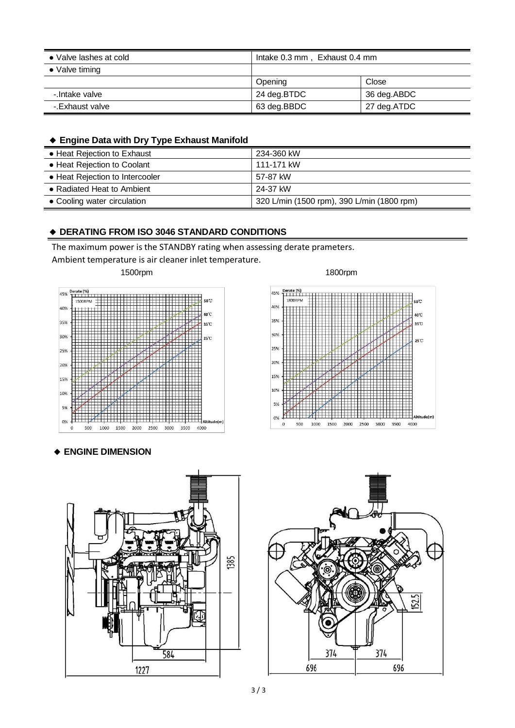| | | |
|---|---|---|
| • Valve lashes at cold | Intake 0.3 mm， Exhaust 0.4 mm | |
| • Valve timing | | |
| | Opening | Close |
| -.Intake valve | 24 deg.BTDC | 36 deg.ABDC |
| -.Exhaust valve | 63 deg.BBDC | 27 deg.ATDC |

### ◆ Engine Data with Dry Type Exhaust Manifold

| | |
|---|---|
| • Heat Rejection to Exhaust | 234-360 kW |
| • Heat Rejection to Coolant | 111-171 kW |
| • Heat Rejection to Intercooler | 57-87 kW |
| • Radiated Heat to Ambient | 24-37 kW |
| • Cooling water circulation | 320 L/min (1500 rpm), 390 L/min (1800 rpm) |

### ◆ DERATING FROM ISO 3046 STANDARD CONDITIONS

The maximum power is the STANDBY rating when assessing derate prameters.

Ambient temperature is air cleaner inlet temperature.

1500rpm

Derate (%)
1500RPM
45%
40%
35%
30%
25%
20%
15%
10%
5%
0%
50℃
40℃
35℃
25℃
Altitude(m)
0 500 1000 1500 2000 2500 3000 3500 4000

1800rpm

Derate (%)
1800RPM
45%
40%
35%
30%
25%
20%
15%
10%
5%
0%
50℃
40℃
35℃
25℃
Altitude(m)
0 500 1000 1500 2000 2500 3000 3500 4000

### ◆ ENGINE DIMENSION

1385
584
1227
152.5
374 374
696 696